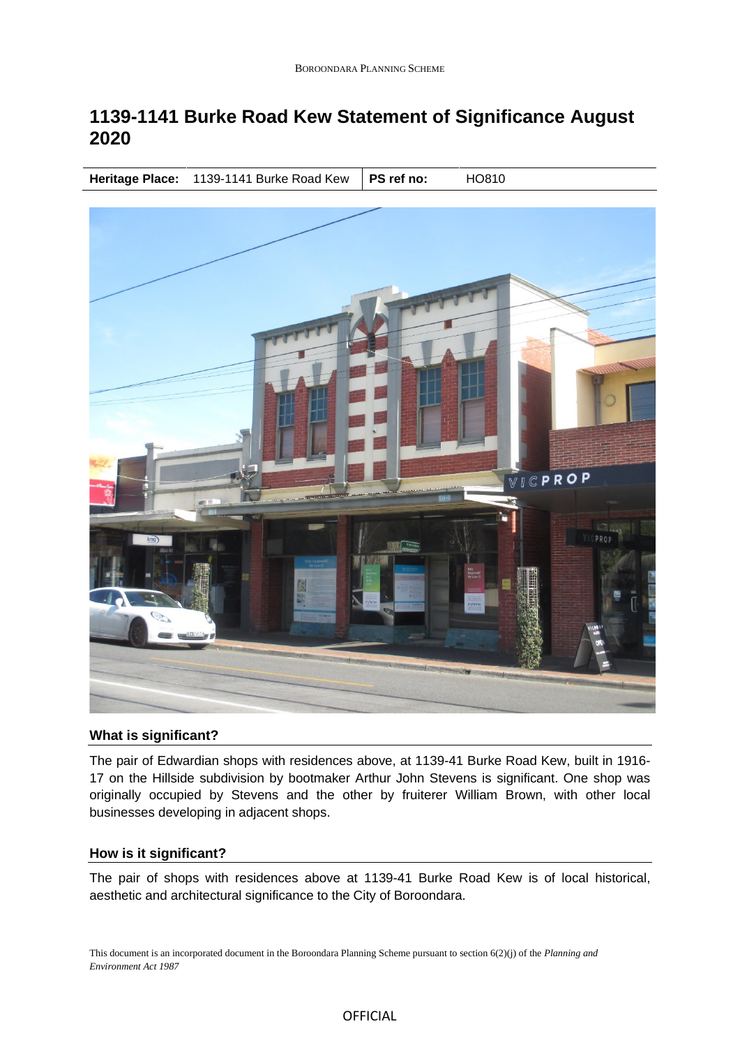# 1139-1141 Burke Road Kew Statement of Significance August 2020

| Heritage Place: | 1139-1141 Burke Road Kew | PS ref no: | HO810 |
| --- | --- | --- | --- |

## What is significant?

The pair of Edwardian shops with residences above, at 1139-41 Burke Road Kew, built in 1916-17 on the Hillside subdivision by bootmaker Arthur John Stevens is significant. One shop was originally occupied by Stevens and the other by fruiterer William Brown, with other local businesses developing in adjacent shops.

## How is it significant?

The pair of shops with residences above at 1139-41 Burke Road Kew is of local historical, aesthetic and architectural significance to the City of Boroondara.

This document is an incorporated document in the Boroondara Planning Scheme pursuant to section 6(2)(j) of the *Planning and Environment Act 1987*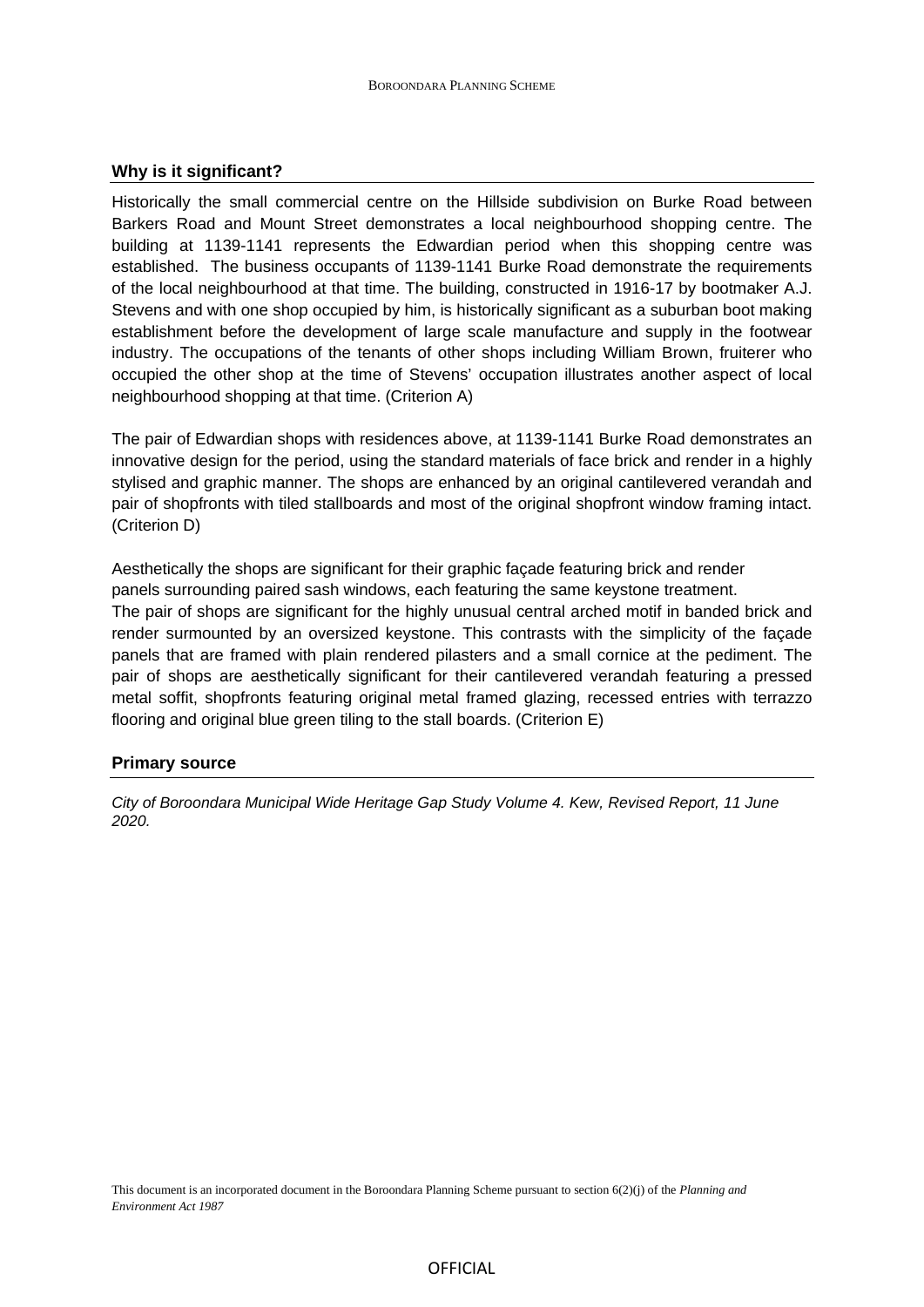## Why is it significant?

Historically the small commercial centre on the Hillside subdivision on Burke Road between Barkers Road and Mount Street demonstrates a local neighbourhood shopping centre. The building at 1139-1141 represents the Edwardian period when this shopping centre was established. The business occupants of 1139-1141 Burke Road demonstrate the requirements of the local neighbourhood at that time. The building, constructed in 1916-17 by bootmaker A.J. Stevens and with one shop occupied by him, is historically significant as a suburban boot making establishment before the development of large scale manufacture and supply in the footwear industry. The occupations of the tenants of other shops including William Brown, fruiterer who occupied the other shop at the time of Stevens' occupation illustrates another aspect of local neighbourhood shopping at that time. (Criterion A)

The pair of Edwardian shops with residences above, at 1139-1141 Burke Road demonstrates an innovative design for the period, using the standard materials of face brick and render in a highly stylised and graphic manner. The shops are enhanced by an original cantilevered verandah and pair of shopfronts with tiled stallboards and most of the original shopfront window framing intact. (Criterion D)

Aesthetically the shops are significant for their graphic façade featuring brick and render panels surrounding paired sash windows, each featuring the same keystone treatment.
The pair of shops are significant for the highly unusual central arched motif in banded brick and render surmounted by an oversized keystone. This contrasts with the simplicity of the façade panels that are framed with plain rendered pilasters and a small cornice at the pediment. The pair of shops are aesthetically significant for their cantilevered verandah featuring a pressed metal soffit, shopfronts featuring original metal framed glazing, recessed entries with terrazzo flooring and original blue green tiling to the stall boards. (Criterion E)

## Primary source

*City of Boroondara Municipal Wide Heritage Gap Study Volume 4. Kew, Revised Report, 11 June 2020.*